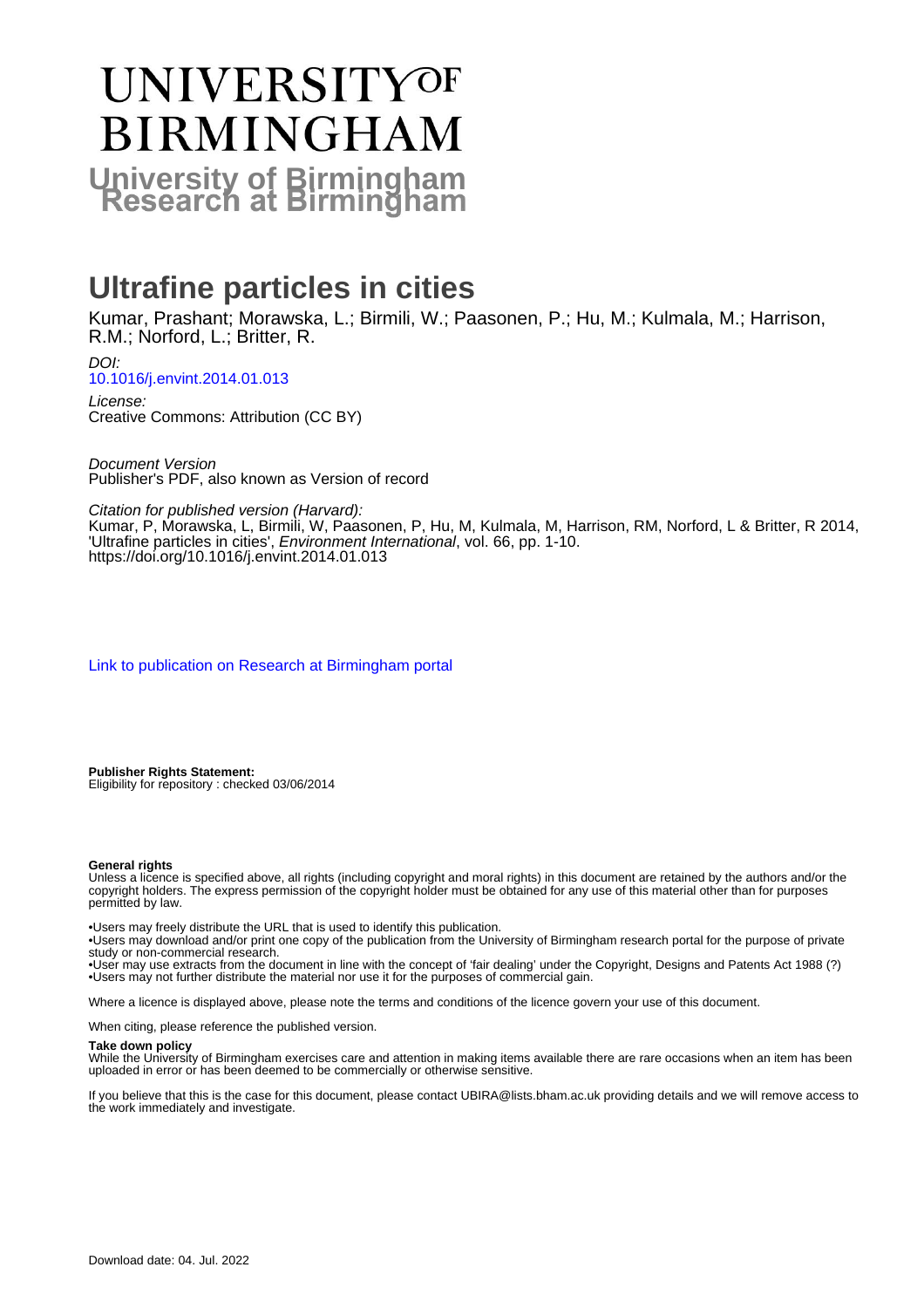# UNIVERSITY OF BIRMINGHAM

**University of Birmingham Research at Birmingham**

# Ultrafine particles in cities

Kumar, Prashant; Morawska, L.; Birmili, W.; Paasonen, P.; Hu, M.; Kulmala, M.; Harrison, R.M.; Norford, L.; Britter, R.

*DOI:*
10.1016/j.envint.2014.01.013

*License:*
Creative Commons: Attribution (CC BY)

*Document Version*
Publisher's PDF, also known as Version of record

*Citation for published version (Harvard):*
Kumar, P, Morawska, L, Birmili, W, Paasonen, P, Hu, M, Kulmala, M, Harrison, RM, Norford, L & Britter, R 2014, 'Ultrafine particles in cities', *Environment International*, vol. 66, pp. 1-10.
https://doi.org/10.1016/j.envint.2014.01.013

Link to publication on Research at Birmingham portal

**Publisher Rights Statement:**
Eligibility for repository : checked 03/06/2014

**General rights**
Unless a licence is specified above, all rights (including copyright and moral rights) in this document are retained by the authors and/or the copyright holders. The express permission of the copyright holder must be obtained for any use of this material other than for purposes permitted by law.

•Users may freely distribute the URL that is used to identify this publication.
•Users may download and/or print one copy of the publication from the University of Birmingham research portal for the purpose of private study or non-commercial research.
•User may use extracts from the document in line with the concept of 'fair dealing' under the Copyright, Designs and Patents Act 1988 (?)
•Users may not further distribute the material nor use it for the purposes of commercial gain.

Where a licence is displayed above, please note the terms and conditions of the licence govern your use of this document.

When citing, please reference the published version.

**Take down policy**
While the University of Birmingham exercises care and attention in making items available there are rare occasions when an item has been uploaded in error or has been deemed to be commercially or otherwise sensitive.

If you believe that this is the case for this document, please contact UBIRA@lists.bham.ac.uk providing details and we will remove access to the work immediately and investigate.

Download date: 04. Jul. 2022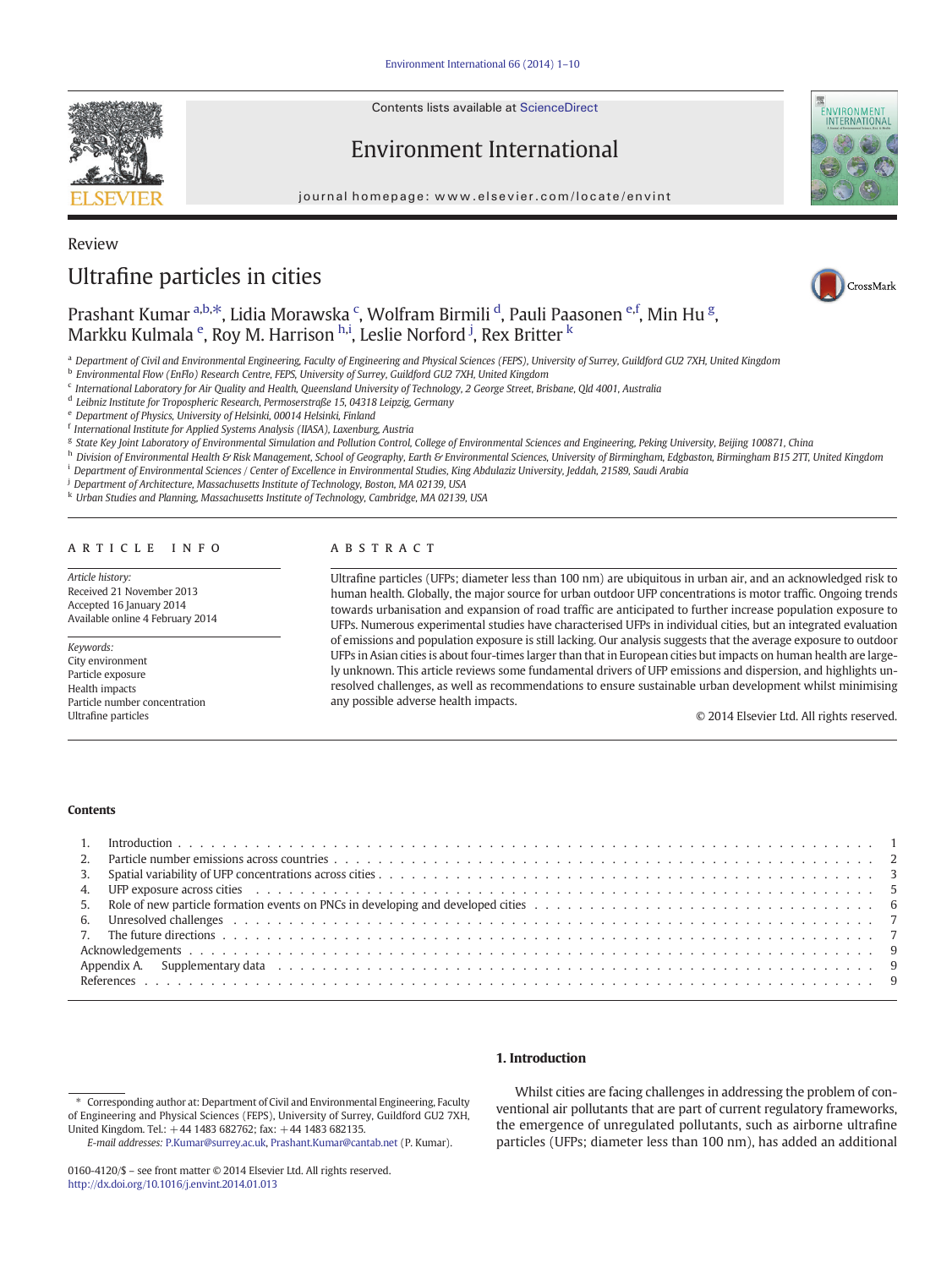Review

# Ultrafine particles in cities

Prashant Kumar [a,b,*], Lidia Morawska [c], Wolfram Birmili [d], Pauli Paasonen [e,f], Min Hu [g], Markku Kulmala [e], Roy M. Harrison [h,i], Leslie Norford [j], Rex Britter [k]

[a] Department of Civil and Environmental Engineering, Faculty of Engineering and Physical Sciences (FEPS), University of Surrey, Guildford GU2 7XH, United Kingdom
[b] Environmental Flow (EnFlo) Research Centre, FEPS, University of Surrey, Guildford GU2 7XH, United Kingdom
[c] International Laboratory for Air Quality and Health, Queensland University of Technology, 2 George Street, Brisbane, Qld 4001, Australia
[d] Leibniz Institute for Tropospheric Research, Permoserstraße 15, 04318 Leipzig, Germany
[e] Department of Physics, University of Helsinki, 00014 Helsinki, Finland
[f] International Institute for Applied Systems Analysis (IIASA), Laxenburg, Austria
[g] State Key Joint Laboratory of Environmental Simulation and Pollution Control, College of Environmental Sciences and Engineering, Peking University, Beijing 100871, China
[h] Division of Environmental Health & Risk Management, School of Geography, Earth & Environmental Sciences, University of Birmingham, Edgbaston, Birmingham B15 2TT, United Kingdom
[i] Department of Environmental Sciences / Center of Excellence in Environmental Studies, King Abdulaziz University, Jeddah, 21589, Saudi Arabia
[j] Department of Architecture, Massachusetts Institute of Technology, Boston, MA 02139, USA
[k] Urban Studies and Planning, Massachusetts Institute of Technology, Cambridge, MA 02139, USA

## ARTICLE INFO

*Article history:*
Received 21 November 2013
Accepted 16 January 2014
Available online 4 February 2014

*Keywords:*
City environment
Particle exposure
Health impacts
Particle number concentration
Ultrafine particles

## ABSTRACT

Ultrafine particles (UFPs; diameter less than 100 nm) are ubiquitous in urban air, and an acknowledged risk to human health. Globally, the major source for urban outdoor UFP concentrations is motor traffic. Ongoing trends towards urbanisation and expansion of road traffic are anticipated to further increase population exposure to UFPs. Numerous experimental studies have characterised UFPs in individual cities, but an integrated evaluation of emissions and population exposure is still lacking. Our analysis suggests that the average exposure to outdoor UFPs in Asian cities is about four-times larger than that in European cities but impacts on human health are largely unknown. This article reviews some fundamental drivers of UFP emissions and dispersion, and highlights unresolved challenges, as well as recommendations to ensure sustainable urban development whilst minimising any possible adverse health impacts.

© 2014 Elsevier Ltd. All rights reserved.

## Contents

1. Introduction . . . 1
2. Particle number emissions across countries . . . 2
3. Spatial variability of UFP concentrations across cities . . . 3
4. UFP exposure across cities . . . 5
5. Role of new particle formation events on PNCs in developing and developed cities . . . 6
6. Unresolved challenges . . . 7
7. The future directions . . . 7

Acknowledgements . . . 9
Appendix A. Supplementary data . . . 9
References . . . 9

## 1. Introduction

Whilst cities are facing challenges in addressing the problem of conventional air pollutants that are part of current regulatory frameworks, the emergence of unregulated pollutants, such as airborne ultrafine particles (UFPs; diameter less than 100 nm), has added an additional

\* Corresponding author at: Department of Civil and Environmental Engineering, Faculty of Engineering and Physical Sciences (FEPS), University of Surrey, Guildford GU2 7XH, United Kingdom. Tel.: +44 1483 682762; fax: +44 1483 682135.
*E-mail addresses:* P.Kumar@surrey.ac.uk, Prashant.Kumar@cantab.net (P. Kumar).

0160-4120/$ – see front matter © 2014 Elsevier Ltd. All rights reserved.
http://dx.doi.org/10.1016/j.envint.2014.01.013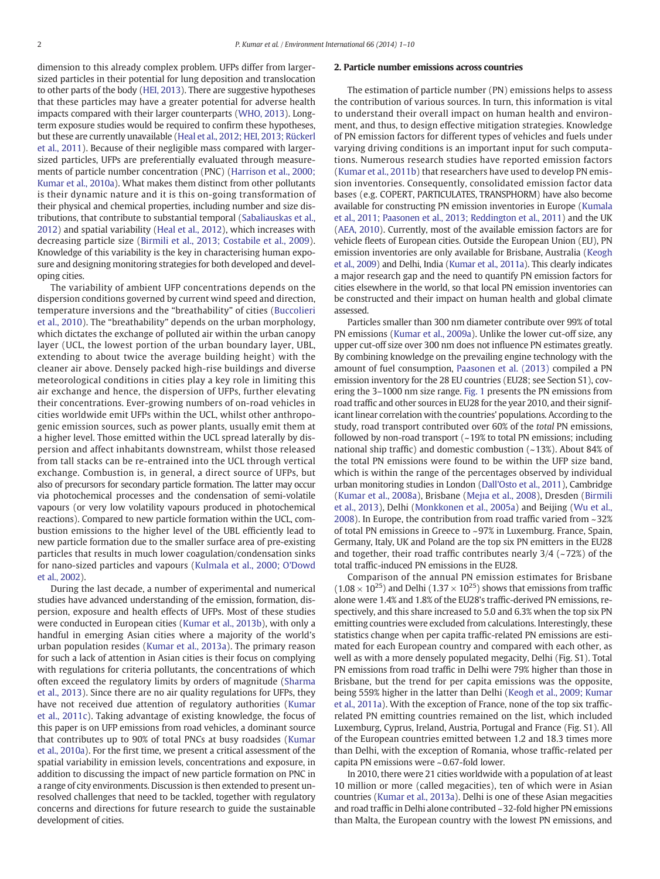dimension to this already complex problem. UFPs differ from larger-sized particles in their potential for lung deposition and translocation to other parts of the body (HEI, 2013). There are suggestive hypotheses that these particles may have a greater potential for adverse health impacts compared with their larger counterparts (WHO, 2013). Long-term exposure studies would be required to confirm these hypotheses, but these are currently unavailable (Heal et al., 2012; HEI, 2013; Rückerl et al., 2011). Because of their negligible mass compared with larger-sized particles, UFPs are preferentially evaluated through measurements of particle number concentration (PNC) (Harrison et al., 2000; Kumar et al., 2010a). What makes them distinct from other pollutants is their dynamic nature and it is this on-going transformation of their physical and chemical properties, including number and size distributions, that contribute to substantial temporal (Sabaliauskas et al., 2012) and spatial variability (Heal et al., 2012), which increases with decreasing particle size (Birmili et al., 2013; Costabile et al., 2009). Knowledge of this variability is the key in characterising human exposure and designing monitoring strategies for both developed and developing cities.

The variability of ambient UFP concentrations depends on the dispersion conditions governed by current wind speed and direction, temperature inversions and the "breathability" of cities (Buccolieri et al., 2010). The "breathability" depends on the urban morphology, which dictates the exchange of polluted air within the urban canopy layer (UCL, the lowest portion of the urban boundary layer, UBL, extending to about twice the average building height) with the cleaner air above. Densely packed high-rise buildings and diverse meteorological conditions in cities play a key role in limiting this air exchange and hence, the dispersion of UFPs, further elevating their concentrations. Ever-growing numbers of on-road vehicles in cities worldwide emit UFPs within the UCL, whilst other anthropogenic emission sources, such as power plants, usually emit them at a higher level. Those emitted within the UCL spread laterally by dispersion and affect inhabitants downstream, whilst those released from tall stacks can be re-entrained into the UCL through vertical exchange. Combustion is, in general, a direct source of UFPs, but also of precursors for secondary particle formation. The latter may occur via photochemical processes and the condensation of semi-volatile vapours (or very low volatility vapours produced in photochemical reactions). Compared to new particle formation within the UCL, combustion emissions to the higher level of the UBL efficiently lead to new particle formation due to the smaller surface area of pre-existing particles that results in much lower coagulation/condensation sinks for nano-sized particles and vapours (Kulmala et al., 2000; O'Dowd et al., 2002).

During the last decade, a number of experimental and numerical studies have advanced understanding of the emission, formation, dispersion, exposure and health effects of UFPs. Most of these studies were conducted in European cities (Kumar et al., 2013b), with only a handful in emerging Asian cities where a majority of the world's urban population resides (Kumar et al., 2013a). The primary reason for such a lack of attention in Asian cities is their focus on complying with regulations for criteria pollutants, the concentrations of which often exceed the regulatory limits by orders of magnitude (Sharma et al., 2013). Since there are no air quality regulations for UFPs, they have not received due attention of regulatory authorities (Kumar et al., 2011c). Taking advantage of existing knowledge, the focus of this paper is on UFP emissions from road vehicles, a dominant source that contributes up to 90% of total PNCs at busy roadsides (Kumar et al., 2010a). For the first time, we present a critical assessment of the spatial variability in emission levels, concentrations and exposure, in addition to discussing the impact of new particle formation on PNC in a range of city environments. Discussion is then extended to present unresolved challenges that need to be tackled, together with regulatory concerns and directions for future research to guide the sustainable development of cities.

## 2. Particle number emissions across countries

The estimation of particle number (PN) emissions helps to assess the contribution of various sources. In turn, this information is vital to understand their overall impact on human health and environment, and thus, to design effective mitigation strategies. Knowledge of PN emission factors for different types of vehicles and fuels under varying driving conditions is an important input for such computations. Numerous research studies have reported emission factors (Kumar et al., 2011b) that researchers have used to develop PN emission inventories. Consequently, consolidated emission factor data bases (e.g. COPERT, PARTICULATES, TRANSPHORM) have also become available for constructing PN emission inventories in Europe (Kumala et al., 2011; Paasonen et al., 2013; Reddington et al., 2011) and the UK (AEA, 2010). Currently, most of the available emission factors are for vehicle fleets of European cities. Outside the European Union (EU), PN emission inventories are only available for Brisbane, Australia (Keogh et al., 2009) and Delhi, India (Kumar et al., 2011a). This clearly indicates a major research gap and the need to quantify PN emission factors for cities elsewhere in the world, so that local PN emission inventories can be constructed and their impact on human health and global climate assessed.

Particles smaller than 300 nm diameter contribute over 99% of total PN emissions (Kumar et al., 2009a). Unlike the lower cut-off size, any upper cut-off size over 300 nm does not influence PN estimates greatly. By combining knowledge on the prevailing engine technology with the amount of fuel consumption, Paasonen et al. (2013) compiled a PN emission inventory for the 28 EU countries (EU28; see Section S1), covering the 3–1000 nm size range. Fig. 1 presents the PN emissions from road traffic and other sources in EU28 for the year 2010, and their significant linear correlation with the countries' populations. According to the study, road transport contributed over 60% of the *total* PN emissions, followed by non-road transport (~19% to total PN emissions; including national ship traffic) and domestic combustion (~13%). About 84% of the total PN emissions were found to be within the UFP size band, which is within the range of the percentages observed by individual urban monitoring studies in London (Dall'Osto et al., 2011), Cambridge (Kumar et al., 2008a), Brisbane (Mejıa et al., 2008), Dresden (Birmili et al., 2013), Delhi (Monkkonen et al., 2005a) and Beijing (Wu et al., 2008). In Europe, the contribution from road traffic varied from ~32% of total PN emissions in Greece to ~97% in Luxemburg. France, Spain, Germany, Italy, UK and Poland are the top six PN emitters in the EU28 and together, their road traffic contributes nearly 3/4 (~72%) of the total traffic-induced PN emissions in the EU28.

Comparison of the annual PN emission estimates for Brisbane ($1.08 \times 10^{25}$) and Delhi ($1.37 \times 10^{25}$) shows that emissions from traffic alone were 1.4% and 1.8% of the EU28's traffic-derived PN emissions, respectively, and this share increased to 5.0 and 6.3% when the top six PN emitting countries were excluded from calculations. Interestingly, these statistics change when per capita traffic-related PN emissions are estimated for each European country and compared with each other, as well as with a more densely populated megacity, Delhi (Fig. S1). Total PN emissions from road traffic in Delhi were 79% higher than those in Brisbane, but the trend for per capita emissions was the opposite, being 559% higher in the latter than Delhi (Keogh et al., 2009; Kumar et al., 2011a). With the exception of France, none of the top six traffic-related PN emitting countries remained on the list, which included Luxemburg, Cyprus, Ireland, Austria, Portugal and France (Fig. S1). All of the European countries emitted between 1.2 and 18.3 times more than Delhi, with the exception of Romania, whose traffic-related per capita PN emissions were ~0.67-fold lower.

In 2010, there were 21 cities worldwide with a population of at least 10 million or more (called megacities), ten of which were in Asian countries (Kumar et al., 2013a). Delhi is one of these Asian megacities and road traffic in Delhi alone contributed ~32-fold higher PN emissions than Malta, the European country with the lowest PN emissions, and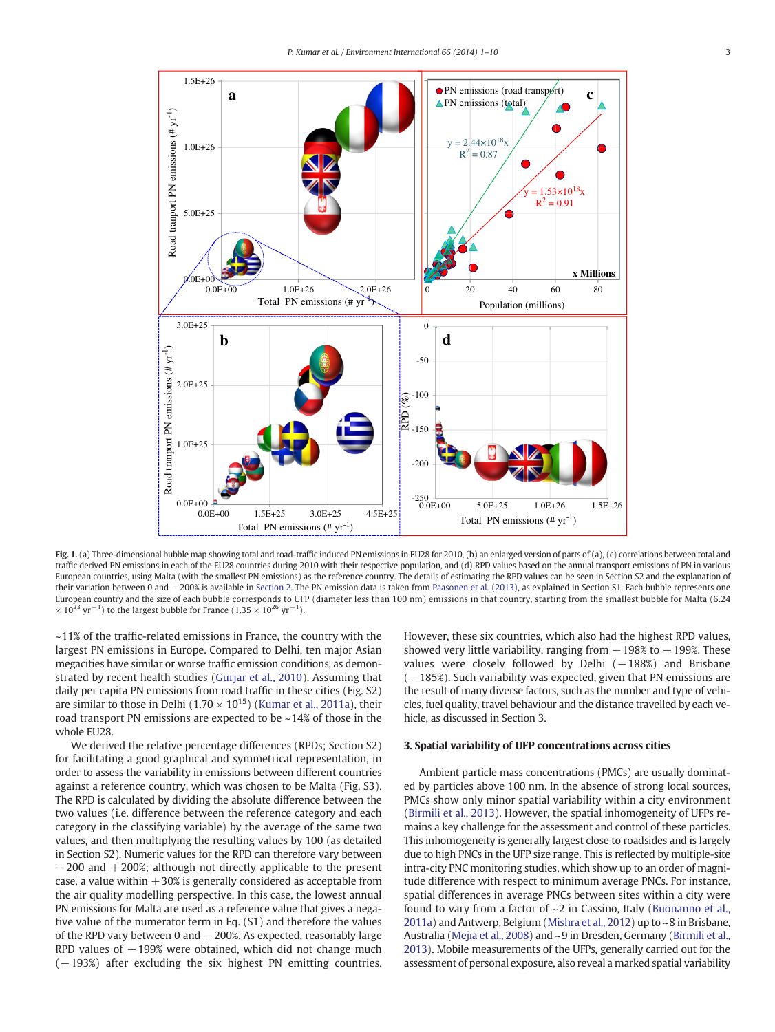**Fig. 1.** (a) Three-dimensional bubble map showing total and road-traffic induced PN emissions in EU28 for 2010, (b) an enlarged version of parts of (a), (c) correlations between total and traffic derived PN emissions in each of the EU28 countries during 2010 with their respective population, and (d) RPD values based on the annual transport emissions of PN in various European countries, using Malta (with the smallest PN emissions) as the reference country. The details of estimating the RPD values can be seen in Section S2 and the explanation of their variation between 0 and −200% is available in Section 2. The PN emission data is taken from Paasonen et al. (2013), as explained in Section S1. Each bubble represents one European country and the size of each bubble corresponds to UFP (diameter less than 100 nm) emissions in that country, starting from the smallest bubble for Malta ($6.24 \times 10^{23}$ $yr^{-1}$) to the largest bubble for France ($1.35 \times 10^{26}$ $yr^{-1}$).

~11% of the traffic-related emissions in France, the country with the largest PN emissions in Europe. Compared to Delhi, ten major Asian megacities have similar or worse traffic emission conditions, as demonstrated by recent health studies (Gurjar et al., 2010). Assuming that daily per capita PN emissions from road traffic in these cities (Fig. S2) are similar to those in Delhi ($1.70 \times 10^{15}$) (Kumar et al., 2011a), their road transport PN emissions are expected to be ~14% of those in the whole EU28.

We derived the relative percentage differences (RPDs; Section S2) for facilitating a good graphical and symmetrical representation, in order to assess the variability in emissions between different countries against a reference country, which was chosen to be Malta (Fig. S3). The RPD is calculated by dividing the absolute difference between the two values (i.e. difference between the reference category and each category in the classifying variable) by the average of the same two values, and then multiplying the resulting values by 100 (as detailed in Section S2). Numeric values for the RPD can therefore vary between −200 and +200%; although not directly applicable to the present case, a value within ±30% is generally considered as acceptable from the air quality modelling perspective. In this case, the lowest annual PN emissions for Malta are used as a reference value that gives a negative value of the numerator term in Eq. (S1) and therefore the values of the RPD vary between 0 and −200%. As expected, reasonably large RPD values of −199% were obtained, which did not change much (−193%) after excluding the six highest PN emitting countries. However, these six countries, which also had the highest RPD values, showed very little variability, ranging from −198% to −199%. These values were closely followed by Delhi (−188%) and Brisbane (−185%). Such variability was expected, given that PN emissions are the result of many diverse factors, such as the number and type of vehicles, fuel quality, travel behaviour and the distance travelled by each vehicle, as discussed in Section 3.

## 3. Spatial variability of UFP concentrations across cities

Ambient particle mass concentrations (PMCs) are usually dominated by particles above 100 nm. In the absence of strong local sources, PMCs show only minor spatial variability within a city environment (Birmili et al., 2013). However, the spatial inhomogeneity of UFPs remains a key challenge for the assessment and control of these particles. This inhomogeneity is generally largest close to roadsides and is largely due to high PNCs in the UFP size range. This is reflected by multiple-site intra-city PNC monitoring studies, which show up to an order of magnitude difference with respect to minimum average PNCs. For instance, spatial differences in average PNCs between sites within a city were found to vary from a factor of ~2 in Cassino, Italy (Buonanno et al., 2011a) and Antwerp, Belgium (Mishra et al., 2012) up to ~8 in Brisbane, Australia (Mejia et al., 2008) and ~9 in Dresden, Germany (Birmili et al., 2013). Mobile measurements of the UFPs, generally carried out for the assessment of personal exposure, also reveal a marked spatial variability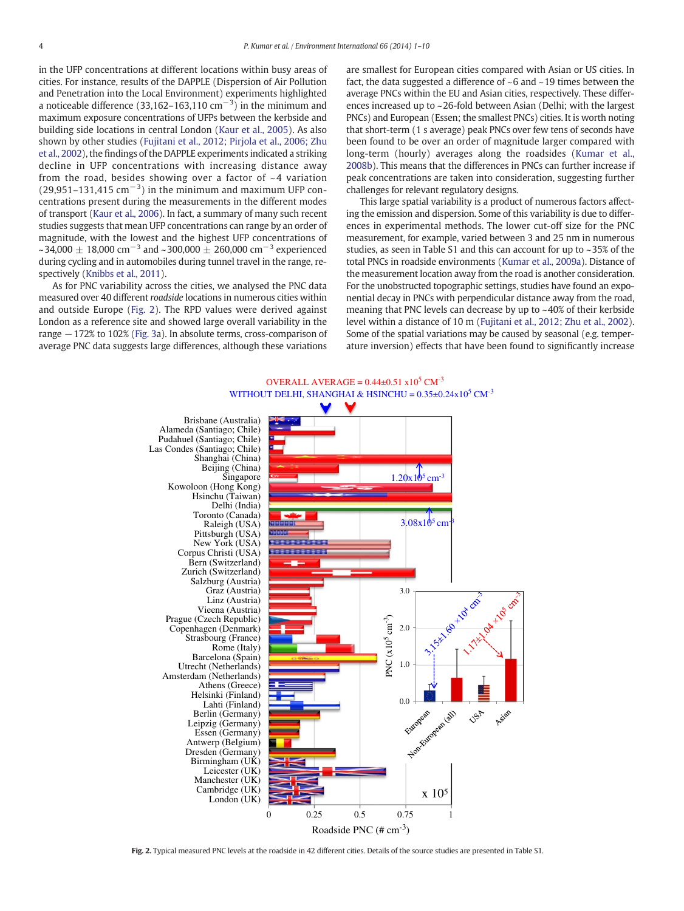in the UFP concentrations at different locations within busy areas of cities. For instance, results of the DAPPLE (Dispersion of Air Pollution and Penetration into the Local Environment) experiments highlighted a noticeable difference (33,162–163,110 $cm^{-3}$) in the minimum and maximum exposure concentrations of UFPs between the kerbside and building side locations in central London (Kaur et al., 2005). As also shown by other studies (Fujitani et al., 2012; Pirjola et al., 2006; Zhu et al., 2002), the findings of the DAPPLE experiments indicated a striking decline in UFP concentrations with increasing distance away from the road, besides showing over a factor of ~4 variation (29,951–131,415 $cm^{-3}$) in the minimum and maximum UFP concentrations present during the measurements in the different modes of transport (Kaur et al., 2006). In fact, a summary of many such recent studies suggests that mean UFP concentrations can range by an order of magnitude, with the lowest and the highest UFP concentrations of ~34,000 ± 18,000 $cm^{-3}$ and ~300,000 ± 260,000 $cm^{-3}$ experienced during cycling and in automobiles during tunnel travel in the range, respectively (Knibbs et al., 2011).

As for PNC variability across the cities, we analysed the PNC data measured over 40 different *roadside* locations in numerous cities within and outside Europe (Fig. 2). The RPD values were derived against London as a reference site and showed large overall variability in the range −172% to 102% (Fig. 3a). In absolute terms, cross-comparison of average PNC data suggests large differences, although these variations are smallest for European cities compared with Asian or US cities. In fact, the data suggested a difference of ~6 and ~19 times between the average PNCs within the EU and Asian cities, respectively. These differences increased up to ~26-fold between Asian (Delhi; with the largest PNCs) and European (Essen; the smallest PNCs) cities. It is worth noting that short-term (1 s average) peak PNCs over few tens of seconds have been found to be over an order of magnitude larger compared with long-term (hourly) averages along the roadsides (Kumar et al., 2008b). This means that the differences in PNCs can further increase if peak concentrations are taken into consideration, suggesting further challenges for relevant regulatory designs.

This large spatial variability is a product of numerous factors affecting the emission and dispersion. Some of this variability is due to differences in experimental methods. The lower cut-off size for the PNC measurement, for example, varied between 3 and 25 nm in numerous studies, as seen in Table S1 and this can account for up to ~35% of the total PNCs in roadside environments (Kumar et al., 2009a). Distance of the measurement location away from the road is another consideration. For the unobstructed topographic settings, studies have found an exponential decay in PNCs with perpendicular distance away from the road, meaning that PNC levels can decrease by up to ~40% of their kerbside level within a distance of 10 m (Fujitani et al., 2012; Zhu et al., 2002). Some of the spatial variations may be caused by seasonal (e.g. temperature inversion) effects that have been found to significantly increase

**Fig. 2.** Typical measured PNC levels at the roadside in 42 different cities. Details of the source studies are presented in Table S1.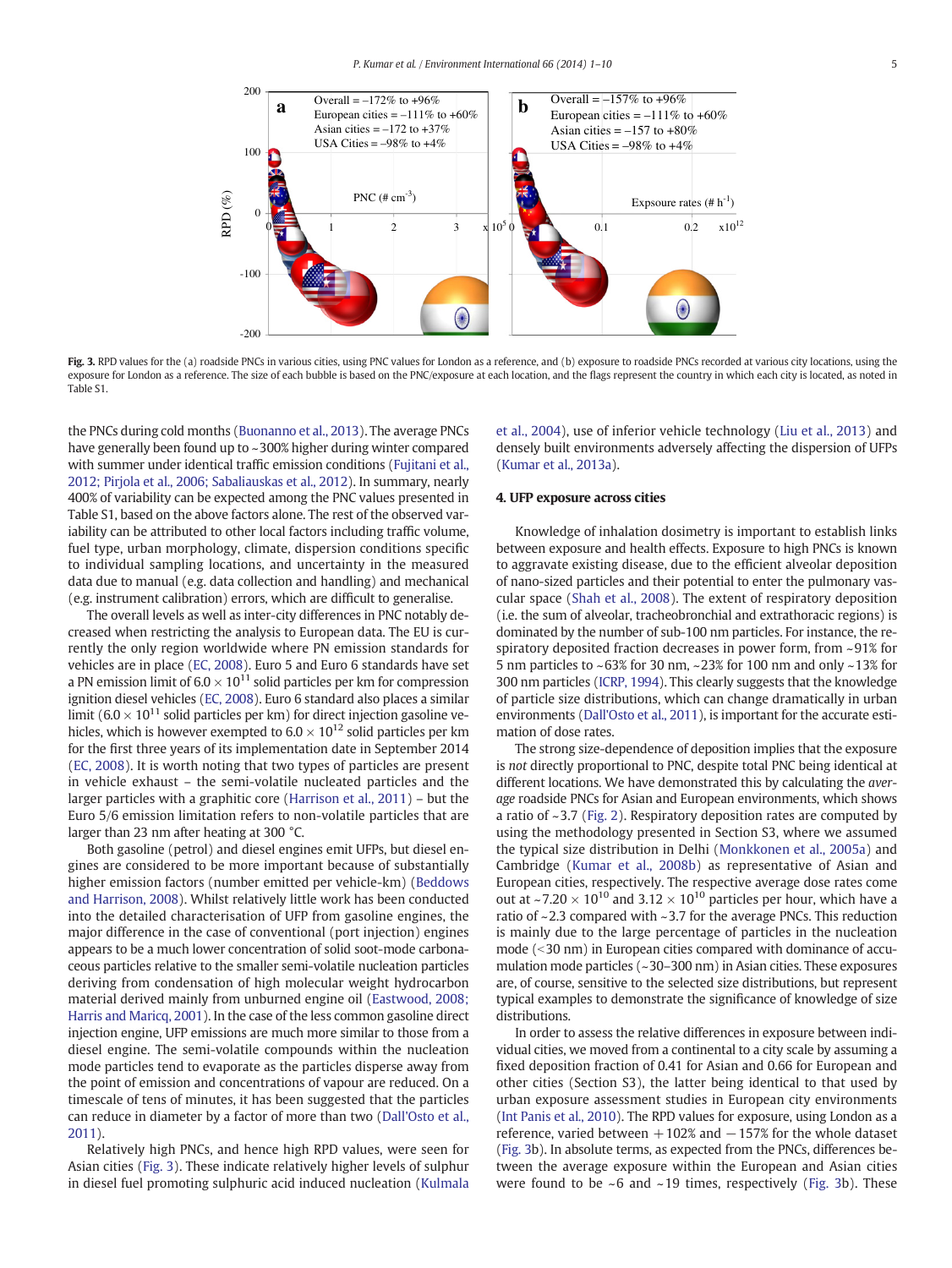Fig. 3. RPD values for the (a) roadside PNCs in various cities, using PNC values for London as a reference, and (b) exposure to roadside PNCs recorded at various city locations, using the exposure for London as a reference. The size of each bubble is based on the PNC/exposure at each location, and the flags represent the country in which each city is located, as noted in Table S1.

the PNCs during cold months (Buonanno et al., 2013). The average PNCs have generally been found up to ~300% higher during winter compared with summer under identical traffic emission conditions (Fujitani et al., 2012; Pirjola et al., 2006; Sabaliauskas et al., 2012). In summary, nearly 400% of variability can be expected among the PNC values presented in Table S1, based on the above factors alone. The rest of the observed variability can be attributed to other local factors including traffic volume, fuel type, urban morphology, climate, dispersion conditions specific to individual sampling locations, and uncertainty in the measured data due to manual (e.g. data collection and handling) and mechanical (e.g. instrument calibration) errors, which are difficult to generalise.

The overall levels as well as inter-city differences in PNC notably decreased when restricting the analysis to European data. The EU is currently the only region worldwide where PN emission standards for vehicles are in place (EC, 2008). Euro 5 and Euro 6 standards have set a PN emission limit of $6.0 \times 10^{11}$ solid particles per km for compression ignition diesel vehicles (EC, 2008). Euro 6 standard also places a similar limit ($6.0 \times 10^{11}$ solid particles per km) for direct injection gasoline vehicles, which is however exempted to $6.0 \times 10^{12}$ solid particles per km for the first three years of its implementation date in September 2014 (EC, 2008). It is worth noting that two types of particles are present in vehicle exhaust – the semi-volatile nucleated particles and the larger particles with a graphitic core (Harrison et al., 2011) – but the Euro 5/6 emission limitation refers to non-volatile particles that are larger than 23 nm after heating at 300 °C.

Both gasoline (petrol) and diesel engines emit UFPs, but diesel engines are considered to be more important because of substantially higher emission factors (number emitted per vehicle-km) (Beddows and Harrison, 2008). Whilst relatively little work has been conducted into the detailed characterisation of UFP from gasoline engines, the major difference in the case of conventional (port injection) engines appears to be a much lower concentration of solid soot-mode carbonaceous particles relative to the smaller semi-volatile nucleation particles deriving from condensation of high molecular weight hydrocarbon material derived mainly from unburned engine oil (Eastwood, 2008; Harris and Maricq, 2001). In the case of the less common gasoline direct injection engine, UFP emissions are much more similar to those from a diesel engine. The semi-volatile compounds within the nucleation mode particles tend to evaporate as the particles disperse away from the point of emission and concentrations of vapour are reduced. On a timescale of tens of minutes, it has been suggested that the particles can reduce in diameter by a factor of more than two (Dall'Osto et al., 2011).

Relatively high PNCs, and hence high RPD values, were seen for Asian cities (Fig. 3). These indicate relatively higher levels of sulphur in diesel fuel promoting sulphuric acid induced nucleation (Kulmala et al., 2004), use of inferior vehicle technology (Liu et al., 2013) and densely built environments adversely affecting the dispersion of UFPs (Kumar et al., 2013a).

## 4. UFP exposure across cities

Knowledge of inhalation dosimetry is important to establish links between exposure and health effects. Exposure to high PNCs is known to aggravate existing disease, due to the efficient alveolar deposition of nano-sized particles and their potential to enter the pulmonary vascular space (Shah et al., 2008). The extent of respiratory deposition (i.e. the sum of alveolar, tracheobronchial and extrathoracic regions) is dominated by the number of sub-100 nm particles. For instance, the respiratory deposited fraction decreases in power form, from ~91% for 5 nm particles to ~63% for 30 nm, ~23% for 100 nm and only ~13% for 300 nm particles (ICRP, 1994). This clearly suggests that the knowledge of particle size distributions, which can change dramatically in urban environments (Dall'Osto et al., 2011), is important for the accurate estimation of dose rates.

The strong size-dependence of deposition implies that the exposure is *not* directly proportional to PNC, despite total PNC being identical at different locations. We have demonstrated this by calculating the *average* roadside PNCs for Asian and European environments, which shows a ratio of ~3.7 (Fig. 2). Respiratory deposition rates are computed by using the methodology presented in Section S3, where we assumed the typical size distribution in Delhi (Monkkonen et al., 2005a) and Cambridge (Kumar et al., 2008b) as representative of Asian and European cities, respectively. The respective average dose rates come out at ~$7.20 \times 10^{10}$ and $3.12 \times 10^{10}$ particles per hour, which have a ratio of ~2.3 compared with ~3.7 for the average PNCs. This reduction is mainly due to the large percentage of particles in the nucleation mode (<30 nm) in European cities compared with dominance of accumulation mode particles (~30–300 nm) in Asian cities. These exposures are, of course, sensitive to the selected size distributions, but represent typical examples to demonstrate the significance of knowledge of size distributions.

In order to assess the relative differences in exposure between individual cities, we moved from a continental to a city scale by assuming a fixed deposition fraction of 0.41 for Asian and 0.66 for European and other cities (Section S3), the latter being identical to that used by urban exposure assessment studies in European city environments (Int Panis et al., 2010). The RPD values for exposure, using London as a reference, varied between +102% and −157% for the whole dataset (Fig. 3b). In absolute terms, as expected from the PNCs, differences between the average exposure within the European and Asian cities were found to be ~6 and ~19 times, respectively (Fig. 3b). These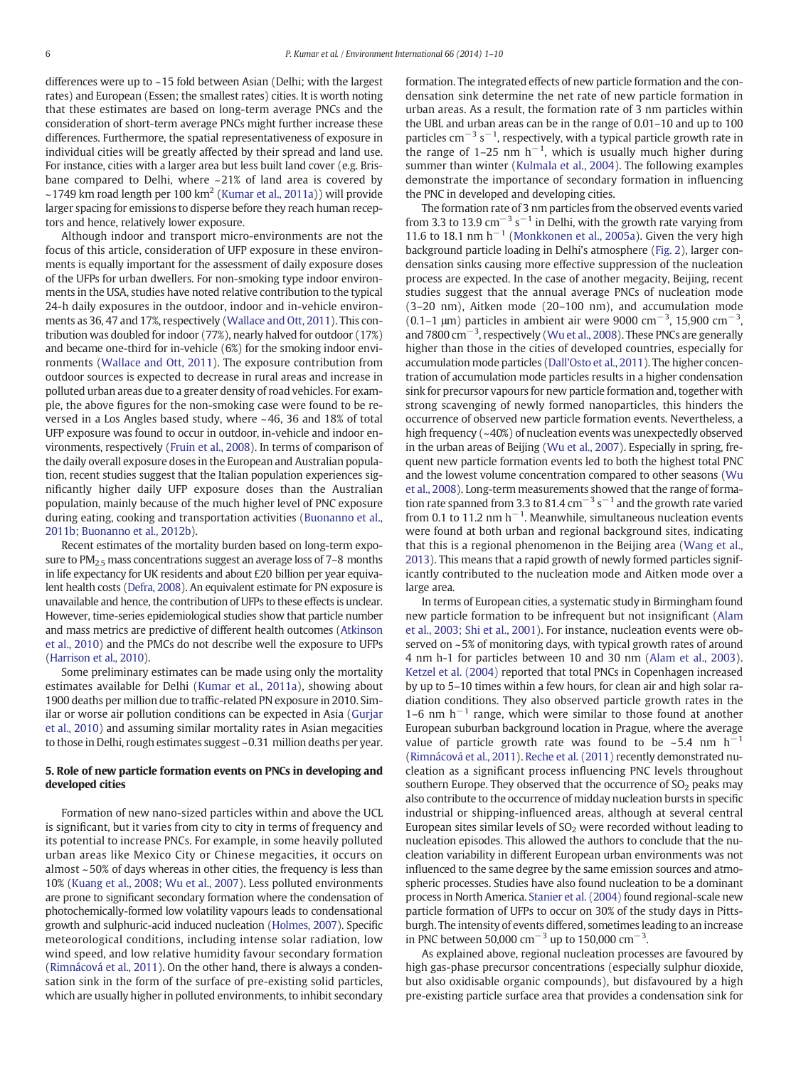differences were up to ~15 fold between Asian (Delhi; with the largest rates) and European (Essen; the smallest rates) cities. It is worth noting that these estimates are based on long-term average PNCs and the consideration of short-term average PNCs might further increase these differences. Furthermore, the spatial representativeness of exposure in individual cities will be greatly affected by their spread and land use. For instance, cities with a larger area but less built land cover (e.g. Brisbane compared to Delhi, where ~21% of land area is covered by ~1749 km road length per 100 $km^2$ (Kumar et al., 2011a)) will provide larger spacing for emissions to disperse before they reach human receptors and hence, relatively lower exposure.

Although indoor and transport micro-environments are not the focus of this article, consideration of UFP exposure in these environments is equally important for the assessment of daily exposure doses of the UFPs for urban dwellers. For non-smoking type indoor environments in the USA, studies have noted relative contribution to the typical 24-h daily exposures in the outdoor, indoor and in-vehicle environments as 36, 47 and 17%, respectively (Wallace and Ott, 2011). This contribution was doubled for indoor (77%), nearly halved for outdoor (17%) and became one-third for in-vehicle (6%) for the smoking indoor environments (Wallace and Ott, 2011). The exposure contribution from outdoor sources is expected to decrease in rural areas and increase in polluted urban areas due to a greater density of road vehicles. For example, the above figures for the non-smoking case were found to be reversed in a Los Angles based study, where ~46, 36 and 18% of total UFP exposure was found to occur in outdoor, in-vehicle and indoor environments, respectively (Fruin et al., 2008). In terms of comparison of the daily overall exposure doses in the European and Australian population, recent studies suggest that the Italian population experiences significantly higher daily UFP exposure doses than the Australian population, mainly because of the much higher level of PNC exposure during eating, cooking and transportation activities (Buonanno et al., 2011b; Buonanno et al., 2012b).

Recent estimates of the mortality burden based on long-term exposure to $PM_{2.5}$ mass concentrations suggest an average loss of 7–8 months in life expectancy for UK residents and about £20 billion per year equivalent health costs (Defra, 2008). An equivalent estimate for PN exposure is unavailable and hence, the contribution of UFPs to these effects is unclear. However, time-series epidemiological studies show that particle number and mass metrics are predictive of different health outcomes (Atkinson et al., 2010) and the PMCs do not describe well the exposure to UFPs (Harrison et al., 2010).

Some preliminary estimates can be made using only the mortality estimates available for Delhi (Kumar et al., 2011a), showing about 1900 deaths per million due to traffic-related PN exposure in 2010. Similar or worse air pollution conditions can be expected in Asia (Gurjar et al., 2010) and assuming similar mortality rates in Asian megacities to those in Delhi, rough estimates suggest ~0.31 million deaths per year.

## 5. Role of new particle formation events on PNCs in developing and developed cities

Formation of new nano-sized particles within and above the UCL is significant, but it varies from city to city in terms of frequency and its potential to increase PNCs. For example, in some heavily polluted urban areas like Mexico City or Chinese megacities, it occurs on almost ~50% of days whereas in other cities, the frequency is less than 10% (Kuang et al., 2008; Wu et al., 2007). Less polluted environments are prone to significant secondary formation where the condensation of photochemically-formed low volatility vapours leads to condensational growth and sulphuric-acid induced nucleation (Holmes, 2007). Specific meteorological conditions, including intense solar radiation, low wind speed, and low relative humidity favour secondary formation (Rimnácová et al., 2011). On the other hand, there is always a condensation sink in the form of the surface of pre-existing solid particles, which are usually higher in polluted environments, to inhibit secondary formation. The integrated effects of new particle formation and the condensation sink determine the net rate of new particle formation in urban areas. As a result, the formation rate of 3 nm particles within the UBL and urban areas can be in the range of 0.01–10 and up to 100 particles $cm^{-3}$ $s^{-1}$, respectively, with a typical particle growth rate in the range of 1–25 nm $h^{-1}$, which is usually much higher during summer than winter (Kulmala et al., 2004). The following examples demonstrate the importance of secondary formation in influencing the PNC in developed and developing cities.

The formation rate of 3 nm particles from the observed events varied from 3.3 to 13.9 $cm^{-3}$ $s^{-1}$ in Delhi, with the growth rate varying from 11.6 to 18.1 nm $h^{-1}$ (Monkkonen et al., 2005a). Given the very high background particle loading in Delhi's atmosphere (Fig. 2), larger condensation sinks causing more effective suppression of the nucleation process are expected. In the case of another megacity, Beijing, recent studies suggest that the annual average PNCs of nucleation mode (3–20 nm), Aitken mode (20–100 nm), and accumulation mode (0.1–1 μm) particles in ambient air were 9000 $cm^{-3}$, 15,900 $cm^{-3}$, and 7800 $cm^{-3}$, respectively (Wu et al., 2008). These PNCs are generally higher than those in the cities of developed countries, especially for accumulation mode particles (Dall'Osto et al., 2011). The higher concentration of accumulation mode particles results in a higher condensation sink for precursor vapours for new particle formation and, together with strong scavenging of newly formed nanoparticles, this hinders the occurrence of observed new particle formation events. Nevertheless, a high frequency (~40%) of nucleation events was unexpectedly observed in the urban areas of Beijing (Wu et al., 2007). Especially in spring, frequent new particle formation events led to both the highest total PNC and the lowest volume concentration compared to other seasons (Wu et al., 2008). Long-term measurements showed that the range of formation rate spanned from 3.3 to 81.4 $cm^{-3}$ $s^{-1}$ and the growth rate varied from 0.1 to 11.2 nm $h^{-1}$. Meanwhile, simultaneous nucleation events were found at both urban and regional background sites, indicating that this is a regional phenomenon in the Beijing area (Wang et al., 2013). This means that a rapid growth of newly formed particles significantly contributed to the nucleation mode and Aitken mode over a large area.

In terms of European cities, a systematic study in Birmingham found new particle formation to be infrequent but not insignificant (Alam et al., 2003; Shi et al., 2001). For instance, nucleation events were observed on ~5% of monitoring days, with typical growth rates of around 4 nm h-1 for particles between 10 and 30 nm (Alam et al., 2003). Ketzel et al. (2004) reported that total PNCs in Copenhagen increased by up to 5–10 times within a few hours, for clean air and high solar radiation conditions. They also observed particle growth rates in the 1–6 nm $h^{-1}$ range, which were similar to those found at another European suburban background location in Prague, where the average value of particle growth rate was found to be ~5.4 nm $h^{-1}$ (Rimnácová et al., 2011). Reche et al. (2011) recently demonstrated nucleation as a significant process influencing PNC levels throughout southern Europe. They observed that the occurrence of $SO_2$ peaks may also contribute to the occurrence of midday nucleation bursts in specific industrial or shipping-influenced areas, although at several central European sites similar levels of $SO_2$ were recorded without leading to nucleation episodes. This allowed the authors to conclude that the nucleation variability in different European urban environments was not influenced to the same degree by the same emission sources and atmospheric processes. Studies have also found nucleation to be a dominant process in North America. Stanier et al. (2004) found regional-scale new particle formation of UFPs to occur on 30% of the study days in Pittsburgh. The intensity of events differed, sometimes leading to an increase in PNC between 50,000 $cm^{-3}$ up to 150,000 $cm^{-3}$.

As explained above, regional nucleation processes are favoured by high gas-phase precursor concentrations (especially sulphur dioxide, but also oxidisable organic compounds), but disfavoured by a high pre-existing particle surface area that provides a condensation sink for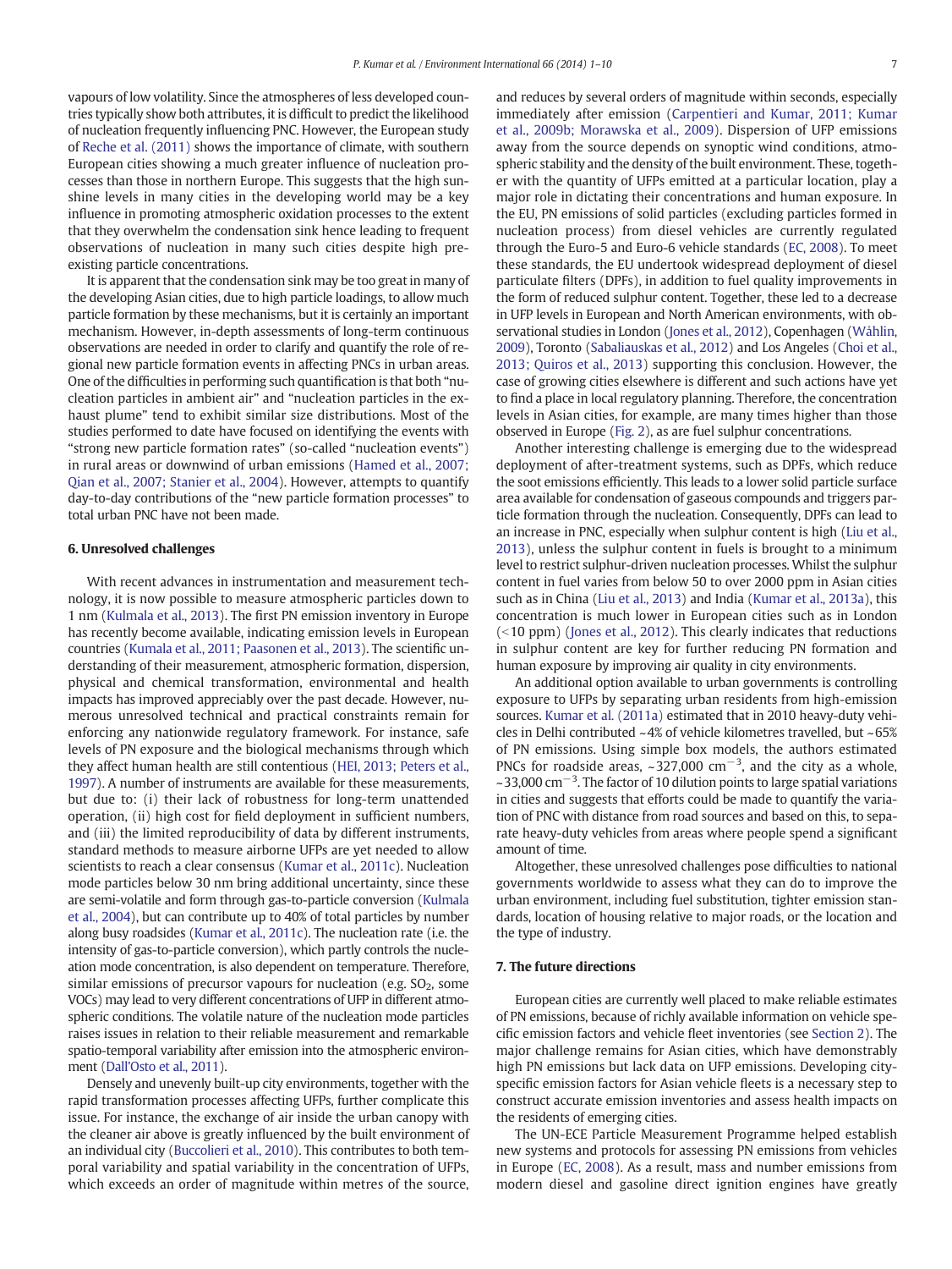vapours of low volatility. Since the atmospheres of less developed countries typically show both attributes, it is difficult to predict the likelihood of nucleation frequently influencing PNC. However, the European study of Reche et al. (2011) shows the importance of climate, with southern European cities showing a much greater influence of nucleation processes than those in northern Europe. This suggests that the high sunshine levels in many cities in the developing world may be a key influence in promoting atmospheric oxidation processes to the extent that they overwhelm the condensation sink hence leading to frequent observations of nucleation in many such cities despite high pre-existing particle concentrations.

It is apparent that the condensation sink may be too great in many of the developing Asian cities, due to high particle loadings, to allow much particle formation by these mechanisms, but it is certainly an important mechanism. However, in-depth assessments of long-term continuous observations are needed in order to clarify and quantify the role of regional new particle formation events in affecting PNCs in urban areas. One of the difficulties in performing such quantification is that both "nucleation particles in ambient air" and "nucleation particles in the exhaust plume" tend to exhibit similar size distributions. Most of the studies performed to date have focused on identifying the events with "strong new particle formation rates" (so-called "nucleation events") in rural areas or downwind of urban emissions (Hamed et al., 2007; Qian et al., 2007; Stanier et al., 2004). However, attempts to quantify day-to-day contributions of the "new particle formation processes" to total urban PNC have not been made.

## 6. Unresolved challenges

With recent advances in instrumentation and measurement technology, it is now possible to measure atmospheric particles down to 1 nm (Kulmala et al., 2013). The first PN emission inventory in Europe has recently become available, indicating emission levels in European countries (Kumala et al., 2011; Paasonen et al., 2013). The scientific understanding of their measurement, atmospheric formation, dispersion, physical and chemical transformation, environmental and health impacts has improved appreciably over the past decade. However, numerous unresolved technical and practical constraints remain for enforcing any nationwide regulatory framework. For instance, safe levels of PN exposure and the biological mechanisms through which they affect human health are still contentious (HEI, 2013; Peters et al., 1997). A number of instruments are available for these measurements, but due to: (i) their lack of robustness for long-term unattended operation, (ii) high cost for field deployment in sufficient numbers, and (iii) the limited reproducibility of data by different instruments, standard methods to measure airborne UFPs are yet needed to allow scientists to reach a clear consensus (Kumar et al., 2011c). Nucleation mode particles below 30 nm bring additional uncertainty, since these are semi-volatile and form through gas-to-particle conversion (Kulmala et al., 2004), but can contribute up to 40% of total particles by number along busy roadsides (Kumar et al., 2011c). The nucleation rate (i.e. the intensity of gas-to-particle conversion), which partly controls the nucleation mode concentration, is also dependent on temperature. Therefore, similar emissions of precursor vapours for nucleation (e.g. $SO_2$, some VOCs) may lead to very different concentrations of UFP in different atmospheric conditions. The volatile nature of the nucleation mode particles raises issues in relation to their reliable measurement and remarkable spatio-temporal variability after emission into the atmospheric environment (Dall'Osto et al., 2011).

Densely and unevenly built-up city environments, together with the rapid transformation processes affecting UFPs, further complicate this issue. For instance, the exchange of air inside the urban canopy with the cleaner air above is greatly influenced by the built environment of an individual city (Buccolieri et al., 2010). This contributes to both temporal variability and spatial variability in the concentration of UFPs, which exceeds an order of magnitude within metres of the source, and reduces by several orders of magnitude within seconds, especially immediately after emission (Carpentieri and Kumar, 2011; Kumar et al., 2009b; Morawska et al., 2009). Dispersion of UFP emissions away from the source depends on synoptic wind conditions, atmospheric stability and the density of the built environment. These, together with the quantity of UFPs emitted at a particular location, play a major role in dictating their concentrations and human exposure. In the EU, PN emissions of solid particles (excluding particles formed in nucleation process) from diesel vehicles are currently regulated through the Euro-5 and Euro-6 vehicle standards (EC, 2008). To meet these standards, the EU undertook widespread deployment of diesel particulate filters (DPFs), in addition to fuel quality improvements in the form of reduced sulphur content. Together, these led to a decrease in UFP levels in European and North American environments, with observational studies in London (Jones et al., 2012), Copenhagen (Wåhlin, 2009), Toronto (Sabaliauskas et al., 2012) and Los Angeles (Choi et al., 2013; Quiros et al., 2013) supporting this conclusion. However, the case of growing cities elsewhere is different and such actions have yet to find a place in local regulatory planning. Therefore, the concentration levels in Asian cities, for example, are many times higher than those observed in Europe (Fig. 2), as are fuel sulphur concentrations.

Another interesting challenge is emerging due to the widespread deployment of after-treatment systems, such as DPFs, which reduce the soot emissions efficiently. This leads to a lower solid particle surface area available for condensation of gaseous compounds and triggers particle formation through the nucleation. Consequently, DPFs can lead to an increase in PNC, especially when sulphur content is high (Liu et al., 2013), unless the sulphur content in fuels is brought to a minimum level to restrict sulphur-driven nucleation processes. Whilst the sulphur content in fuel varies from below 50 to over 2000 ppm in Asian cities such as in China (Liu et al., 2013) and India (Kumar et al., 2013a), this concentration is much lower in European cities such as in London (<10 ppm) (Jones et al., 2012). This clearly indicates that reductions in sulphur content are key for further reducing PN formation and human exposure by improving air quality in city environments.

An additional option available to urban governments is controlling exposure to UFPs by separating urban residents from high-emission sources. Kumar et al. (2011a) estimated that in 2010 heavy-duty vehicles in Delhi contributed ~4% of vehicle kilometres travelled, but ~65% of PN emissions. Using simple box models, the authors estimated PNCs for roadside areas, ~327,000 $cm^{-3}$, and the city as a whole, ~33,000 $cm^{-3}$. The factor of 10 dilution points to large spatial variations in cities and suggests that efforts could be made to quantify the variation of PNC with distance from road sources and based on this, to separate heavy-duty vehicles from areas where people spend a significant amount of time.

Altogether, these unresolved challenges pose difficulties to national governments worldwide to assess what they can do to improve the urban environment, including fuel substitution, tighter emission standards, location of housing relative to major roads, or the location and the type of industry.

## 7. The future directions

European cities are currently well placed to make reliable estimates of PN emissions, because of richly available information on vehicle specific emission factors and vehicle fleet inventories (see Section 2). The major challenge remains for Asian cities, which have demonstrably high PN emissions but lack data on UFP emissions. Developing city-specific emission factors for Asian vehicle fleets is a necessary step to construct accurate emission inventories and assess health impacts on the residents of emerging cities.

The UN-ECE Particle Measurement Programme helped establish new systems and protocols for assessing PN emissions from vehicles in Europe (EC, 2008). As a result, mass and number emissions from modern diesel and gasoline direct ignition engines have greatly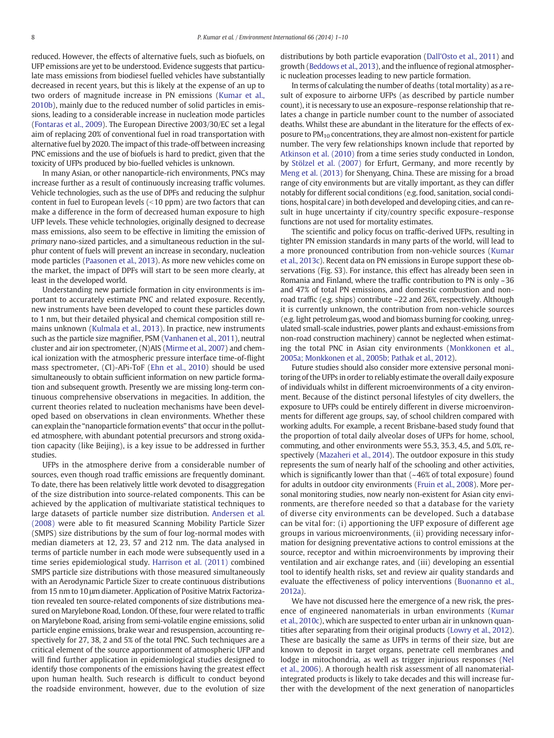reduced. However, the effects of alternative fuels, such as biofuels, on UFP emissions are yet to be understood. Evidence suggests that particulate mass emissions from biodiesel fuelled vehicles have substantially decreased in recent years, but this is likely at the expense of an up to two orders of magnitude increase in PN emissions (Kumar et al., 2010b), mainly due to the reduced number of solid particles in emissions, leading to a considerable increase in nucleation mode particles (Fontaras et al., 2009). The European Directive 2003/30/EC set a legal aim of replacing 20% of conventional fuel in road transportation with alternative fuel by 2020. The impact of this trade-off between increasing PNC emissions and the use of biofuels is hard to predict, given that the toxicity of UFPs produced by bio-fuelled vehicles is unknown.

In many Asian, or other nanoparticle-rich environments, PNCs may increase further as a result of continuously increasing traffic volumes. Vehicle technologies, such as the use of DPFs and reducing the sulphur content in fuel to European levels (<10 ppm) are two factors that can make a difference in the form of decreased human exposure to high UFP levels. These vehicle technologies, originally designed to decrease mass emissions, also seem to be effective in limiting the emission of *primary* nano-sized particles, and a simultaneous reduction in the sulphur content of fuels will prevent an increase in secondary, nucleation mode particles (Paasonen et al., 2013). As more new vehicles come on the market, the impact of DPFs will start to be seen more clearly, at least in the developed world.

Understanding new particle formation in city environments is important to accurately estimate PNC and related exposure. Recently, new instruments have been developed to count these particles down to 1 nm, but their detailed physical and chemical composition still remains unknown (Kulmala et al., 2013). In practice, new instruments such as the particle size magnifier, PSM (Vanhanen et al., 2011), neutral cluster and air ion spectrometer, (N)AIS (Mirme et al., 2007) and chemical ionization with the atmospheric pressure interface time-of-flight mass spectrometer, (CI)-APi-ToF (Ehn et al., 2010) should be used simultaneously to obtain sufficient information on new particle formation and subsequent growth. Presently we are missing long-term continuous comprehensive observations in megacities. In addition, the current theories related to nucleation mechanisms have been developed based on observations in clean environments. Whether these can explain the "nanoparticle formation events" that occur in the polluted atmosphere, with abundant potential precursors and strong oxidation capacity (like Beijing), is a key issue to be addressed in further studies.

UFPs in the atmosphere derive from a considerable number of sources, even though road traffic emissions are frequently dominant. To date, there has been relatively little work devoted to disaggregation of the size distribution into source-related components. This can be achieved by the application of multivariate statistical techniques to large datasets of particle number size distribution. Andersen et al. (2008) were able to fit measured Scanning Mobility Particle Sizer (SMPS) size distributions by the sum of four log-normal modes with median diameters at 12, 23, 57 and 212 nm. The data analysed in terms of particle number in each mode were subsequently used in a time series epidemiological study. Harrison et al. (2011) combined SMPS particle size distributions with those measured simultaneously with an Aerodynamic Particle Sizer to create continuous distributions from 15 nm to 10 μm diameter. Application of Positive Matrix Factorization revealed ten source-related components of size distributions measured on Marylebone Road, London. Of these, four were related to traffic on Marylebone Road, arising from semi-volatile engine emissions, solid particle engine emissions, brake wear and resuspension, accounting respectively for 27, 38, 2 and 5% of the total PNC. Such techniques are a critical element of the source apportionment of atmospheric UFP and will find further application in epidemiological studies designed to identify those components of the emissions having the greatest effect upon human health. Such research is difficult to conduct beyond the roadside environment, however, due to the evolution of size distributions by both particle evaporation (Dall'Osto et al., 2011) and growth (Beddows et al., 2013), and the influence of regional atmospheric nucleation processes leading to new particle formation.

In terms of calculating the number of deaths (total mortality) as a result of exposure to airborne UFPs (as described by particle number count), it is necessary to use an exposure–response relationship that relates a change in particle number count to the number of associated deaths. Whilst these are abundant in the literature for the effects of exposure to $PM_{10}$ concentrations, they are almost non-existent for particle number. The very few relationships known include that reported by Atkinson et al. (2010) from a time series study conducted in London, by Stölzel et al. (2007) for Erfurt, Germany, and more recently by Meng et al. (2013) for Shenyang, China. These are missing for a broad range of city environments but are vitally important, as they can differ notably for different social conditions (e.g. food, sanitation, social conditions, hospital care) in both developed and developing cities, and can result in huge uncertainty if city/country specific exposure–response functions are not used for mortality estimates.

The scientific and policy focus on traffic-derived UFPs, resulting in tighter PN emission standards in many parts of the world, will lead to a more pronounced contribution from non-vehicle sources (Kumar et al., 2013c). Recent data on PN emissions in Europe support these observations (Fig. S3). For instance, this effect has already been seen in Romania and Finland, where the traffic contribution to PN is only ~36 and 47% of total PN emissions, and domestic combustion and non-road traffic (e.g. ships) contribute ~22 and 26%, respectively. Although it is currently unknown, the contribution from non-vehicle sources (e.g. light petroleum gas, wood and biomass burning for cooking, unregulated small-scale industries, power plants and exhaust-emissions from non-road construction machinery) cannot be neglected when estimating the total PNC in Asian city environments (Monkkonen et al., 2005a; Monkkonen et al., 2005b; Pathak et al., 2012).

Future studies should also consider more extensive personal monitoring of the UFPs in order to reliably estimate the overall daily exposure of individuals whilst in different microenvironments of a city environment. Because of the distinct personal lifestyles of city dwellers, the exposure to UFPs could be entirely different in diverse microenvironments for different age groups, say, of school children compared with working adults. For example, a recent Brisbane-based study found that the proportion of total daily alveolar doses of UFPs for home, school, commuting, and other environments were 55.3, 35.3, 4.5, and 5.0%, respectively (Mazaheri et al., 2014). The outdoor exposure in this study represents the sum of nearly half of the schooling and other activities, which is significantly lower than that (~46% of total exposure) found for adults in outdoor city environments (Fruin et al., 2008). More personal monitoring studies, now nearly non-existent for Asian city environments, are therefore needed so that a database for the variety of diverse city environments can be developed. Such a database can be vital for: (i) apportioning the UFP exposure of different age groups in various microenvironments, (ii) providing necessary information for designing preventative actions to control emissions at the source, receptor and within microenvironments by improving their ventilation and air exchange rates, and (iii) developing an essential tool to identify health risks, set and review air quality standards and evaluate the effectiveness of policy interventions (Buonanno et al., 2012a).

We have not discussed here the emergence of a new risk, the presence of engineered nanomaterials in urban environments (Kumar et al., 2010c), which are suspected to enter urban air in unknown quantities after separating from their original products (Lowry et al., 2012). These are basically the same as UFPs in terms of their size, but are known to deposit in target organs, penetrate cell membranes and lodge in mitochondria, as well as trigger injurious responses (Nel et al., 2006). A thorough health risk assessment of all nanomaterial-integrated products is likely to take decades and this will increase further with the development of the next generation of nanoparticles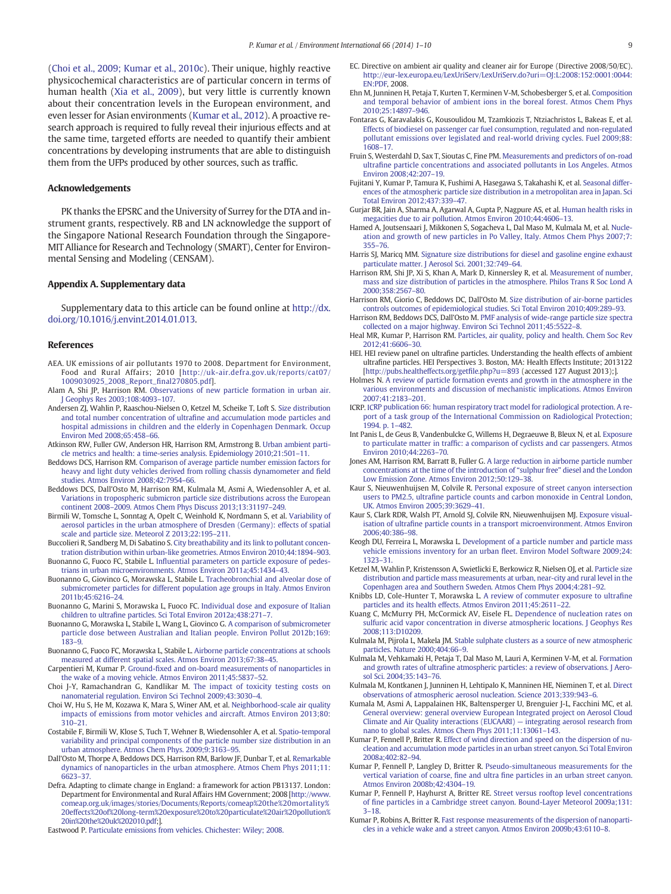(Choi et al., 2009; Kumar et al., 2010c). Their unique, highly reactive physicochemical characteristics are of particular concern in terms of human health (Xia et al., 2009), but very little is currently known about their concentration levels in the European environment, and even lesser for Asian environments (Kumar et al., 2012). A proactive research approach is required to fully reveal their injurious effects and at the same time, targeted efforts are needed to quantify their ambient concentrations by developing instruments that are able to distinguish them from the UFPs produced by other sources, such as traffic.

## Acknowledgements

PK thanks the EPSRC and the University of Surrey for the DTA and instrument grants, respectively. RB and LN acknowledge the support of the Singapore National Research Foundation through the Singapore-MIT Alliance for Research and Technology (SMART), Center for Environmental Sensing and Modeling (CENSAM).

## Appendix A. Supplementary data

Supplementary data to this article can be found online at http://dx.doi.org/10.1016/j.envint.2014.01.013.

## References

AEA. UK emissions of air pollutants 1970 to 2008. Department for Environment, Food and Rural Affairs; 2010 [http://uk-air.defra.gov.uk/reports/cat07/1009030925_2008_Report_final270805.pdf].

Alam A, Shi JP, Harrison RM. Observations of new particle formation in urban air. J Geophys Res 2003;108:4093–107.

Andersen ZJ, Wahlin P, Raaschou-Nielsen O, Ketzel M, Scheike T, Loft S. Size distribution and total number concentration of ultrafine and accumulation mode particles and hospital admissions in children and the elderly in Copenhagen Denmark. Occup Environ Med 2008;65:458–66.

Atkinson RW, Fuller GW, Anderson HR, Harrison RM, Armstrong B. Urban ambient particle metrics and health: a time-series analysis. Epidemiology 2010;21:501–11.

Beddows DCS, Harrison RM. Comparison of average particle number emission factors for heavy and light duty vehicles derived from rolling chassis dynamometer and field studies. Atmos Environ 2008;42:7954–66.

Beddows DCS, Dall'Osto M, Harrison RM, Kulmala M, Asmi A, Wiedensohler A, et al. Variations in tropospheric submicron particle size distributions across the European continent 2008–2009. Atmos Chem Phys Discuss 2013;13:31197–249.

Birmili W, Tomsche L, Sonntag A, Opelt C, Weinhold K, Nordmann S, et al. Variability of aerosol particles in the urban atmosphere of Dresden (Germany): effects of spatial scale and particle size. Meteorol Z 2013;22:195–211.

Buccolieri R, Sandberg M, Di Sabatino S. City breathability and its link to pollutant concentration distribution within urban-like geometries. Atmos Environ 2010;44:1894–903.

Buonanno G, Fuoco FC, Stabile L. Influential parameters on particle exposure of pedestrians in urban microenvironments. Atmos Environ 2011a;45:1434–43.

Buonanno G, Giovinco G, Morawska L, Stabile L. Tracheobronchial and alveolar dose of submicrometer particles for different population age groups in Italy. Atmos Environ 2011b;45:6216–24.

Buonanno G, Marini S, Morawska L, Fuoco FC. Individual dose and exposure of Italian children to ultrafine particles. Sci Total Environ 2012a;438:271–7.

Buonanno G, Morawska L, Stabile L, Wang L, Giovinco G. A comparison of submicrometer particle dose between Australian and Italian people. Environ Pollut 2012b;169:183–9.

Buonanno G, Fuoco FC, Morawska L, Stabile L. Airborne particle concentrations at schools measured at different spatial scales. Atmos Environ 2013;67:38–45.

Carpentieri M, Kumar P. Ground-fixed and on-board measurements of nanoparticles in the wake of a moving vehicle. Atmos Environ 2011;45:5837–52.

Choi J-Y, Ramachandran G, Kandlikar M. The impact of toxicity testing costs on nanomaterial regulation. Environ Sci Technol 2009;43:3030–4.

Choi W, Hu S, He M, Kozawa K, Mara S, Winer AM, et al. Neighborhood-scale air quality impacts of emissions from motor vehicles and aircraft. Atmos Environ 2013;80:310–21.

Costabile F, Birmili W, Klose S, Tuch T, Wehner B, Wiedensohler A, et al. Spatio-temporal variability and principal components of the particle number size distribution in an urban atmosphere. Atmos Chem Phys. 2009;9:3163–95.

Dall'Osto M, Thorpe A, Beddows DCS, Harrison RM, Barlow JF, Dunbar T, et al. Remarkable dynamics of nanoparticles in the urban atmosphere. Atmos Chem Phys 2011;11:6623–37.

Defra. Adapting to climate change in England: a framework for action PB13137. London: Department for Environmental and Rural Affairs HM Government; 2008 [http://www.comeap.org.uk/images/stories/Documents/Reports/comeap%20the%20mortality%20effects%20of%20long-term%20exposure%20to%20particulate%20air%20pollution%20in%20the%20uk%202010.pdf;].

Eastwood P. Particulate emissions from vehicles. Chichester: Wiley; 2008.

EC. Directive on ambient air quality and cleaner air for Europe (Directive 2008/50/EC). http://eur-lex.europa.eu/LexUriServ/LexUriServ.do?uri=OJ:L:2008:152:0001:0044:EN:PDF, 2008.

Ehn M, Junninen H, Petaja T, Kurten T, Kerminen V-M, Schobesberger S, et al. Composition and temporal behavior of ambient ions in the boreal forest. Atmos Chem Phys 2010;25:14897–946.

Fontaras G, Karavalakis G, Kousoulidou M, Tzamkiozis T, Ntziachristos L, Bakeas E, et al. Effects of biodiesel on passenger car fuel consumption, regulated and non-regulated pollutant emissions over legislated and real-world driving cycles. Fuel 2009;88:1608–17.

Fruin S, Westerdahl D, Sax T, Sioutas C, Fine PM. Measurements and predictors of on-road ultrafine particle concentrations and associated pollutants in Los Angeles. Atmos Environ 2008;42:207–19.

Fujitani Y, Kumar P, Tamura K, Fushimi A, Hasegawa S, Takahashi K, et al. Seasonal differences of the atmospheric particle size distribution in a metropolitan area in Japan. Sci Total Environ 2012;437:339–47.

Gurjar BR, Jain A, Sharma A, Agarwal A, Gupta P, Nagpure AS, et al. Human health risks in megacities due to air pollution. Atmos Environ 2010;44:4606–13.

Hamed A, Joutsensaari J, Mikkonen S, Sogacheva L, Dal Maso M, Kulmala M, et al. Nucleation and growth of new particles in Po Valley, Italy. Atmos Chem Phys 2007;7:355–76.

Harris SJ, Maricq MM. Signature size distributions for diesel and gasoline engine exhaust particulate matter. J Aerosol Sci. 2001;32:749–64.

Harrison RM, Shi JP, Xi S, Khan A, Mark D, Kinnersley R, et al. Measurement of number, mass and size distribution of particles in the atmosphere. Philos Trans R Soc Lond A 2000;358:2567–80.

Harrison RM, Giorio C, Beddows DC, Dall'Osto M. Size distribution of air-borne particles controls outcomes of epidemiological studies. Sci Total Environ 2010;409:289–93.

Harrison RM, Beddows DCS, Dall'Osto M. PMF analysis of wide-range particle size spectra collected on a major highway. Environ Sci Technol 2011;45:5522–8.

Heal MR, Kumar P, Harrison RM. Particles, air quality, policy and health. Chem Soc Rev 2012;41:6606–30.

HEI. HEI review panel on ultrafine particles. Understanding the health effects of ambient ultrafine particles. HEI Perspectives 3. Boston, MA: Health Effects Institute; 2013122 [http://pubs.healtheffects.org/getfile.php?u=893 (accessed 127 August 2013);].

Holmes N. A review of particle formation events and growth in the atmosphere in the various environments and discussion of mechanistic implications. Atmos Environ 2007;41:2183–201.

ICRP. ICRP publication 66: human respiratory tract model for radiological protection. A report of a task group of the International Commission on Radiological Protection; 1994. p. 1–482.

Int Panis L, de Geus B, Vandenbulcke G, Willems H, Degraeuwe B, Bleux N, et al. Exposure to particulate matter in traffic: a comparison of cyclists and car passengers. Atmos Environ 2010;44:2263–70.

Jones AM, Harrison RM, Barratt B, Fuller G. A large reduction in airborne particle number concentrations at the time of the introduction of "sulphur free" diesel and the London Low Emission Zone. Atmos Environ 2012;50:129–38.

Kaur S, Nieuwenhuijsen M, Colvile R. Personal exposure of street canyon intersection users to PM2.5, ultrafine particle counts and carbon monoxide in Central London, UK. Atmos Environ 2005;39:3629–41.

Kaur S, Clark RDR, Walsh PT, Arnold SJ, Colvile RN, Nieuwenhuijsen MJ. Exposure visualisation of ultrafine particle counts in a transport microenvironment. Atmos Environ 2006;40:386–98.

Keogh DU, Ferreira L, Morawska L. Development of a particle number and particle mass vehicle emissions inventory for an urban fleet. Environ Model Software 2009;24:1323–31.

Ketzel M, Wahlin P, Kristensson A, Swietlicki E, Berkowicz R, Nielsen OJ, et al. Particle size distribution and particle mass measurements at urban, near-city and rural level in the Copenhagen area and Southern Sweden. Atmos Chem Phys 2004;4:281–92.

Knibbs LD, Cole-Hunter T, Morawska L. A review of commuter exposure to ultrafine particles and its health effects. Atmos Environ 2011;45:2611–22.

Kuang C, McMurry PH, McCormick AV, Eisele FL. Dependence of nucleation rates on sulfuric acid vapor concentration in diverse atmospheric locations. J Geophys Res 2008;113:D10209.

Kulmala M, Pijrola L, Makela JM. Stable sulphate clusters as a source of new atmospheric particles. Nature 2000;404:66–9.

Kulmala M, Vehkamaki H, Petaja T, Dal Maso M, Lauri A, Kerminen V-M, et al. Formation and growth rates of ultrafine atmospheric particles: a review of observations. J Aerosol Sci. 2004;35:143–76.

Kulmala M, Kontkanen J, Junninen H, Lehtipalo K, Manninen HE, Nieminen T, et al. Direct observations of atmospheric aerosol nucleation. Science 2013;339:943–6.

Kumala M, Asmi A, Lappalainen HK, Baltensperger U, Brenguier J-L, Facchini MC, et al. General overview: general overview European Integrated project on Aerosol Cloud Climate and Air Quality interactions (EUCAARI) — integrating aerosol research from nano to global scales. Atmos Chem Phys 2011;11:13061–143.

Kumar P, Fennell P, Britter R. Effect of wind direction and speed on the dispersion of nucleation and accumulation mode particles in an urban street canyon. Sci Total Environ 2008a;402:82–94.

Kumar P, Fennell P, Langley D, Britter R. Pseudo-simultaneous measurements for the vertical variation of coarse, fine and ultra fine particles in an urban street canyon. Atmos Environ 2008b;42:4304–19.

Kumar P, Fennell P, Hayhurst A, Britter RE. Street versus rooftop level concentrations of fine particles in a Cambridge street canyon. Bound-Layer Meteorol 2009a;131:3–18.

Kumar P, Robins A, Britter R. Fast response measurements of the dispersion of nanoparticles in a vehicle wake and a street canyon. Atmos Environ 2009b;43:6110–8.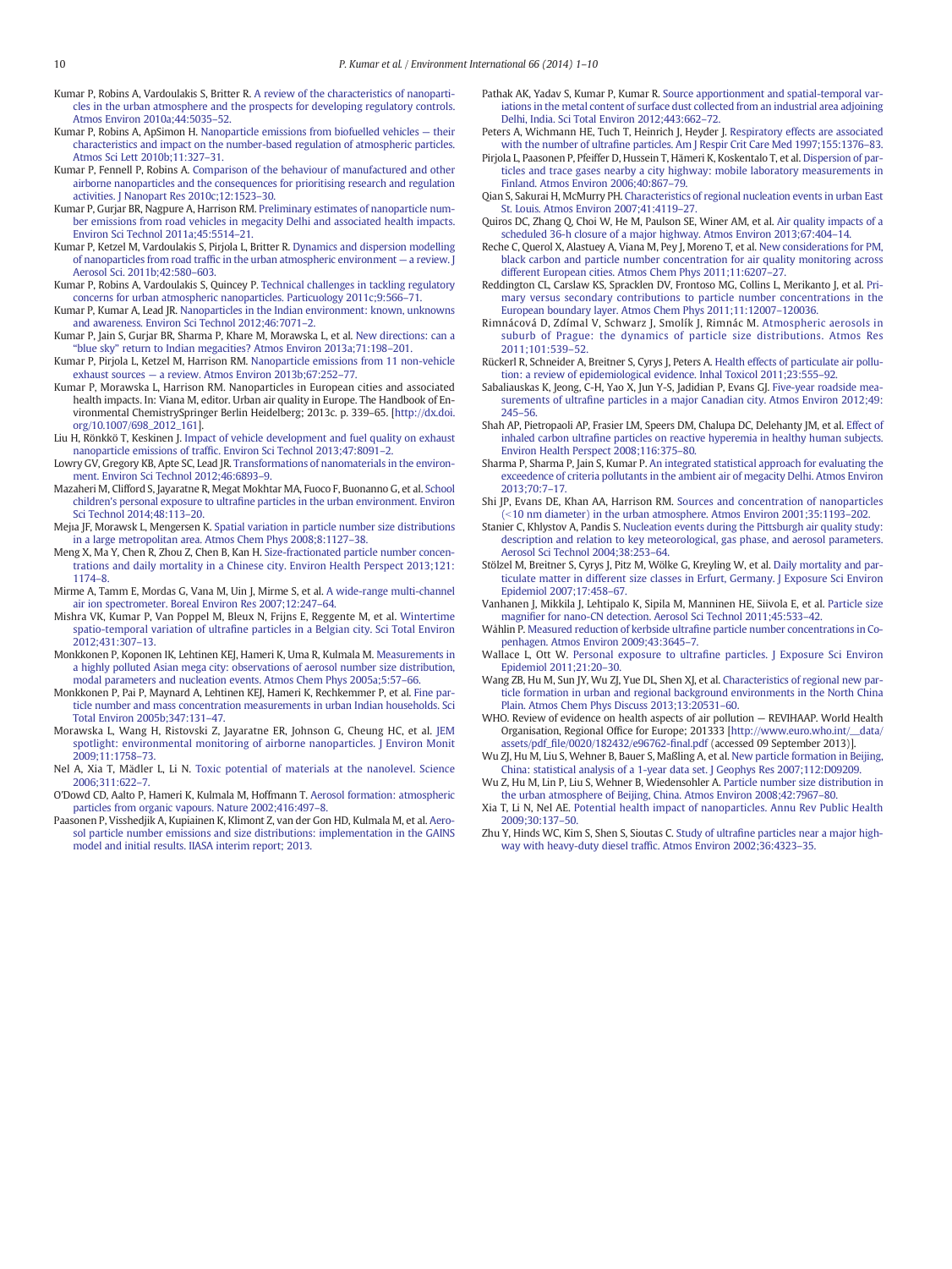Kumar P, Robins A, Vardoulakis S, Britter R. A review of the characteristics of nanoparticles in the urban atmosphere and the prospects for developing regulatory controls. Atmos Environ 2010a;44:5035–52.

Kumar P, Robins A, ApSimon H. Nanoparticle emissions from biofuelled vehicles — their characteristics and impact on the number-based regulation of atmospheric particles. Atmos Sci Lett 2010b;11:327–31.

Kumar P, Fennell P, Robins A. Comparison of the behaviour of manufactured and other airborne nanoparticles and the consequences for prioritising research and regulation activities. J Nanopart Res 2010c;12:1523–30.

Kumar P, Gurjar BR, Nagpure A, Harrison RM. Preliminary estimates of nanoparticle number emissions from road vehicles in megacity Delhi and associated health impacts. Environ Sci Technol 2011a;45:5514–21.

Kumar P, Ketzel M, Vardoulakis S, Pirjola L, Britter R. Dynamics and dispersion modelling of nanoparticles from road traffic in the urban atmospheric environment — a review. J Aerosol Sci. 2011b;42:580–603.

Kumar P, Robins A, Vardoulakis S, Quincey P. Technical challenges in tackling regulatory concerns for urban atmospheric nanoparticles. Particuology 2011c;9:566–71.

Kumar P, Kumar A, Lead JR. Nanoparticles in the Indian environment: known, unknowns and awareness. Environ Sci Technol 2012;46:7071–2.

Kumar P, Jain S, Gurjar BR, Sharma P, Khare M, Morawska L, et al. New directions: can a "blue sky" return to Indian megacities? Atmos Environ 2013a;71:198–201.

Kumar P, Pirjola L, Ketzel M, Harrison RM. Nanoparticle emissions from 11 non-vehicle exhaust sources — a review. Atmos Environ 2013b;67:252–77.

Kumar P, Morawska L, Harrison RM. Nanoparticles in European cities and associated health impacts. In: Viana M, editor. Urban air quality in Europe. The Handbook of Environmental ChemistrySpringer Berlin Heidelberg; 2013c. p. 339–65. [http://dx.doi.org/10.1007/698_2012_161].

Liu H, Rönkkö T, Keskinen J. Impact of vehicle development and fuel quality on exhaust nanoparticle emissions of traffic. Environ Sci Technol 2013;47:8091–2.

Lowry GV, Gregory KB, Apte SC, Lead JR. Transformations of nanomaterials in the environment. Environ Sci Technol 2012;46:6893–9.

Mazaheri M, Clifford S, Jayaratne R, Megat Mokhtar MA, Fuoco F, Buonanno G, et al. School children's personal exposure to ultrafine particles in the urban environment. Environ Sci Technol 2014;48:113–20.

Mejia JF, Morawsk L, Mengersen K. Spatial variation in particle number size distributions in a large metropolitan area. Atmos Chem Phys 2008;8:1127–38.

Meng X, Ma Y, Chen R, Zhou Z, Chen B, Kan H. Size-fractionated particle number concentrations and daily mortality in a Chinese city. Environ Health Perspect 2013;121:1174–8.

Mirme A, Tamm E, Mordas G, Vana M, Uin J, Mirme S, et al. A wide-range multi-channel air ion spectrometer. Boreal Environ Res 2007;12:247–64.

Mishra VK, Kumar P, Van Poppel M, Bleux N, Frijns E, Reggente M, et al. Wintertime spatio-temporal variation of ultrafine particles in a Belgian city. Sci Total Environ 2012;431:307–13.

Monkkonen P, Koponen IK, Lehtinen KEJ, Hameri K, Uma R, Kulmala M. Measurements in a highly polluted Asian mega city: observations of aerosol number size distribution, modal parameters and nucleation events. Atmos Chem Phys 2005a;5:57–66.

Monkkonen P, Pai P, Maynard A, Lehtinen KEJ, Hameri K, Rechkemmer P, et al. Fine particle number and mass concentration measurements in urban Indian households. Sci Total Environ 2005b;347:131–47.

Morawska L, Wang H, Ristovski Z, Jayaratne ER, Johnson G, Cheung HC, et al. JEM spotlight: environmental monitoring of airborne nanoparticles. J Environ Monit 2009;11:1758–73.

Nel A, Xia T, Mädler L, Li N. Toxic potential of materials at the nanolevel. Science 2006;311:622–7.

O'Dowd CD, Aalto P, Hameri K, Kulmala M, Hoffmann T. Aerosol formation: atmospheric particles from organic vapours. Nature 2002;416:497–8.

Paasonen P, Visshedjik A, Kupiainen K, Klimont Z, van der Gon HD, Kulmala M, et al. Aerosol particle number emissions and size distributions: implementation in the GAINS model and initial results. IIASA interim report; 2013.

Pathak AK, Yadav S, Kumar P, Kumar R. Source apportionment and spatial-temporal variations in the metal content of surface dust collected from an industrial area adjoining Delhi, India. Sci Total Environ 2012;443:662–72.

Peters A, Wichmann HE, Tuch T, Heinrich J, Heyder J. Respiratory effects are associated with the number of ultrafine particles. Am J Respir Crit Care Med 1997;155:1376–83.

Pirjola L, Paasonen P, Pfeiffer D, Hussein T, Hämeri K, Koskentalo T, et al. Dispersion of particles and trace gases nearby a city highway: mobile laboratory measurements in Finland. Atmos Environ 2006;40:867–79.

Qian S, Sakurai H, McMurry PH. Characteristics of regional nucleation events in urban East St. Louis. Atmos Environ 2007;41:4119–27.

Quiros DC, Zhang Q, Choi W, He M, Paulson SE, Winer AM, et al. Air quality impacts of a scheduled 36-h closure of a major highway. Atmos Environ 2013;67:404–14.

Reche C, Querol X, Alastuey A, Viana M, Pey J, Moreno T, et al. New considerations for PM, black carbon and particle number concentration for air quality monitoring across different European cities. Atmos Chem Phys 2011;11:6207–27.

Reddington CL, Carslaw KS, Spracklen DV, Frontoso MG, Collins L, Merikanto J, et al. Primary versus secondary contributions to particle number concentrations in the European boundary layer. Atmos Chem Phys 2011;11:12007–120036.

Rimnácová D, Zdímal V, Schwarz J, Smolík J, Rimnác M. Atmospheric aerosols in suburb of Prague: the dynamics of particle size distributions. Atmos Res 2011;101:539–52.

Rückerl R, Schneider A, Breitner S, Cyrys J, Peters A. Health effects of particulate air pollution: a review of epidemiological evidence. Inhal Toxicol 2011;23:555–92.

Sabaliauskas K, Jeong, C-H, Yao X, Jun Y-S, Jadidian P, Evans GJ. Five-year roadside measurements of ultrafine particles in a major Canadian city. Atmos Environ 2012;49:245–56.

Shah AP, Pietropaoli AP, Frasier LM, Speers DM, Chalupa DC, Delehanty JM, et al. Effect of inhaled carbon ultrafine particles on reactive hyperemia in healthy human subjects. Environ Health Perspect 2008;116:375–80.

Sharma P, Sharma P, Jain S, Kumar P. An integrated statistical approach for evaluating the exceedence of criteria pollutants in the ambient air of megacity Delhi. Atmos Environ 2013;70:7–17.

Shi JP, Evans DE, Khan AA, Harrison RM. Sources and concentration of nanoparticles (<10 nm diameter) in the urban atmosphere. Atmos Environ 2001;35:1193–202.

Stanier C, Khlystov A, Pandis S. Nucleation events during the Pittsburgh air quality study: description and relation to key meteorological, gas phase, and aerosol parameters. Aerosol Sci Technol 2004;38:253–64.

Stölzel M, Breitner S, Cyrys J, Pitz M, Wölke G, Kreyling W, et al. Daily mortality and particulate matter in different size classes in Erfurt, Germany. J Exposure Sci Environ Epidemiol 2007;17:458–67.

Vanhanen J, Mikkila J, Lehtipalo K, Sipila M, Manninen HE, Siivola E, et al. Particle size magnifier for nano-CN detection. Aerosol Sci Technol 2011;45:533–42.

Wåhlin P. Measured reduction of kerbside ultrafine particle number concentrations in Copenhagen. Atmos Environ 2009;43:3645–7.

Wallace L, Ott W. Personal exposure to ultrafine particles. J Exposure Sci Environ Epidemiol 2011;21:20–30.

Wang ZB, Hu M, Sun JY, Wu ZJ, Yue DL, Shen XJ, et al. Characteristics of regional new particle formation in urban and regional background environments in the North China Plain. Atmos Chem Phys Discuss 2013;13:20531–60.

WHO. Review of evidence on health aspects of air pollution — REVIHAAP. World Health Organisation, Regional Office for Europe; 201333 [http://www.euro.who.int/__data/assets/pdf_file/0020/182432/e96762-final.pdf (accessed 09 September 2013)].

Wu ZJ, Hu M, Liu S, Wehner B, Bauer S, Maßling A, et al. New particle formation in Beijing, China: statistical analysis of a 1-year data set. J Geophys Res 2007;112:D09209.

Wu Z, Hu M, Lin P, Liu S, Wehner B, Wiedensohler A. Particle number size distribution in the urban atmosphere of Beijing, China. Atmos Environ 2008;42:7967–80.

Xia T, Li N, Nel AE. Potential health impact of nanoparticles. Annu Rev Public Health 2009;30:137–50.

Zhu Y, Hinds WC, Kim S, Shen S, Sioutas C. Study of ultrafine particles near a major highway with heavy-duty diesel traffic. Atmos Environ 2002;36:4323–35.